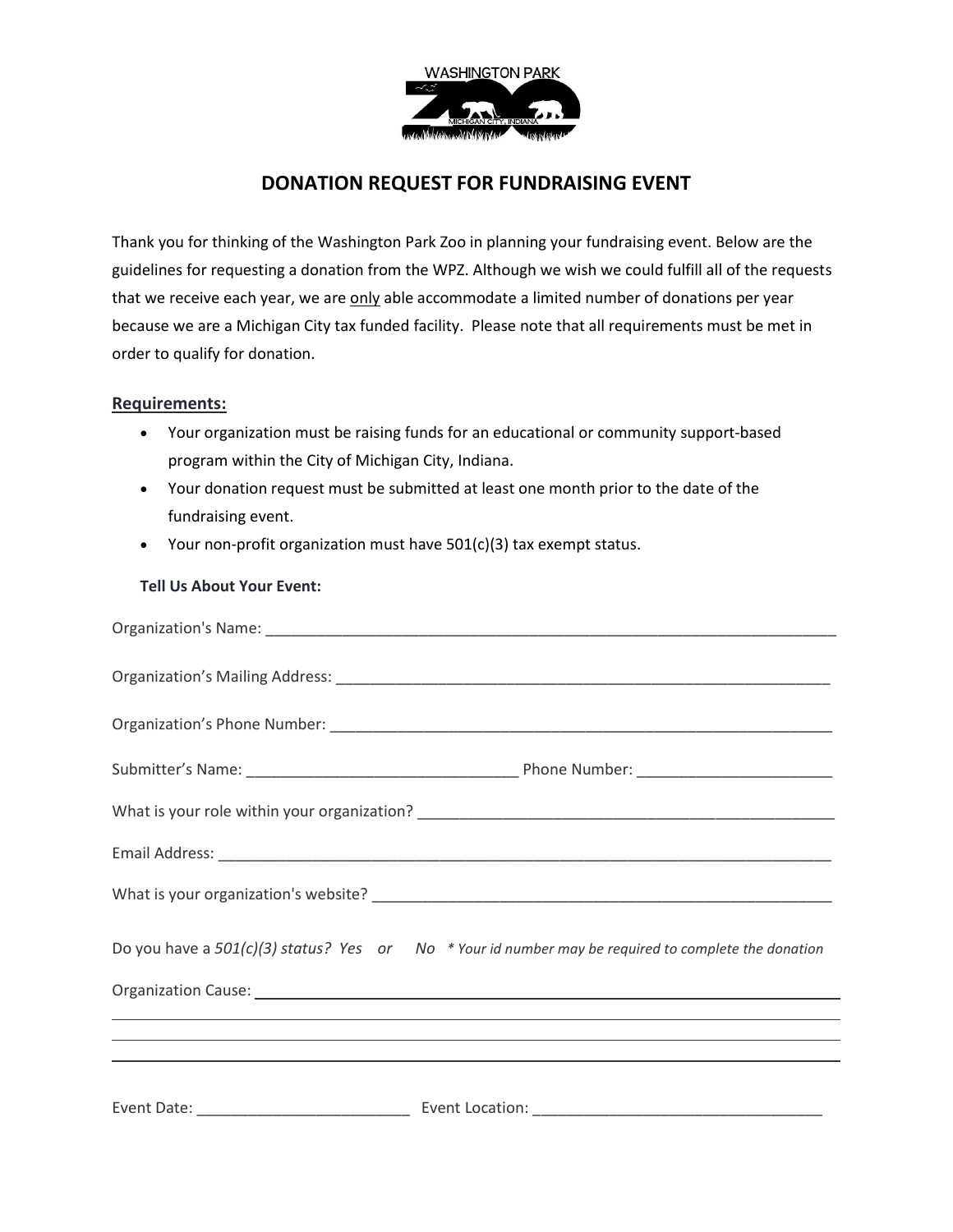# DONATION REQUEST FOR FUNDRAISING EVENT

Thank you for thinking of the Washington Park Zoo in planning your fundraising event. Below are the guidelines for requesting a donation from the WPZ. Although we wish we could fulfill all of the requests that we receive each year, we are only able accommodate a limited number of donations per year because we are a Michigan City tax funded facility. Please note that all requirements must be met in order to qualify for donation.

## Requirements:

- Your organization must be raising funds for an educational or community support-based program within the City of Michigan City, Indiana.
- Your donation request must be submitted at least one month prior to the date of the fundraising event.
- Your non-profit organization must have 501(c)(3) tax exempt status.

**Tell Us About Your Event:**

Organization's Name: ______________________________________________________________________

Organization's Mailing Address: ____________________________________________________________

Organization's Phone Number: ______________________________________________________________

Submitter's Name: ________________________________ Phone Number: _______________________

What is your role within your organization? __________________________________________________

Email Address: __________________________________________________________________________

What is your organization's website? _______________________________________________________

Do you have a *501(c)(3) status? Yes or No* *\* Your id number may be required to complete the donation*

Organization Cause: ______________________________________________________________________

_______________________________________________________________________________________

_______________________________________________________________________________________

_______________________________________________________________________________________

Event Date: _________________________ Event Location: __________________________________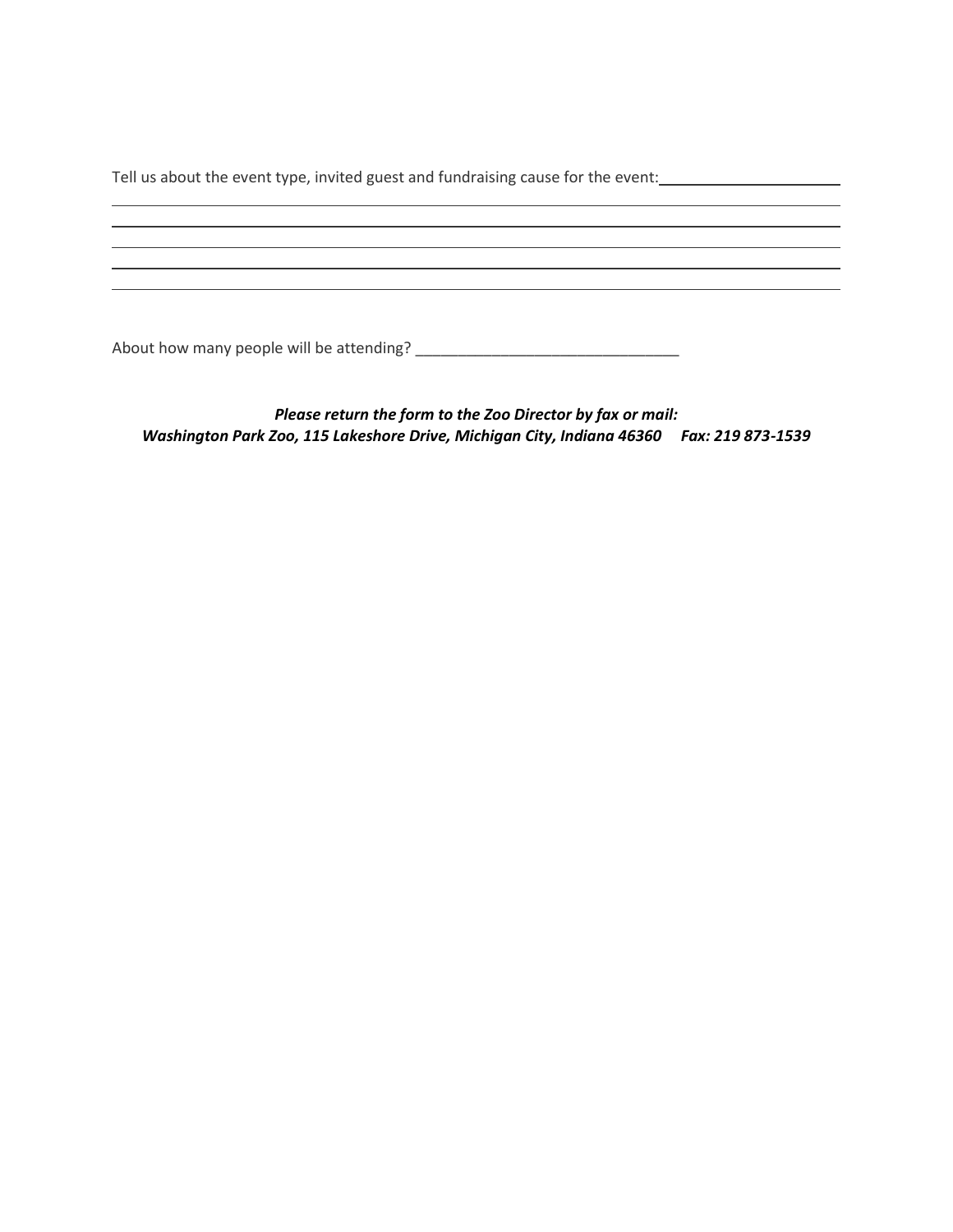Tell us about the event type, invited guest and fundraising cause for the event:______________________

______________________________________________________________________________

______________________________________________________________________________

______________________________________________________________________________

______________________________________________________________________________

______________________________________________________________________________

About how many people will be attending? _______________________________

***Please return the form to the Zoo Director by fax or mail:***
***Washington Park Zoo, 115 Lakeshore Drive, Michigan City, Indiana 46360 Fax: 219 873-1539***